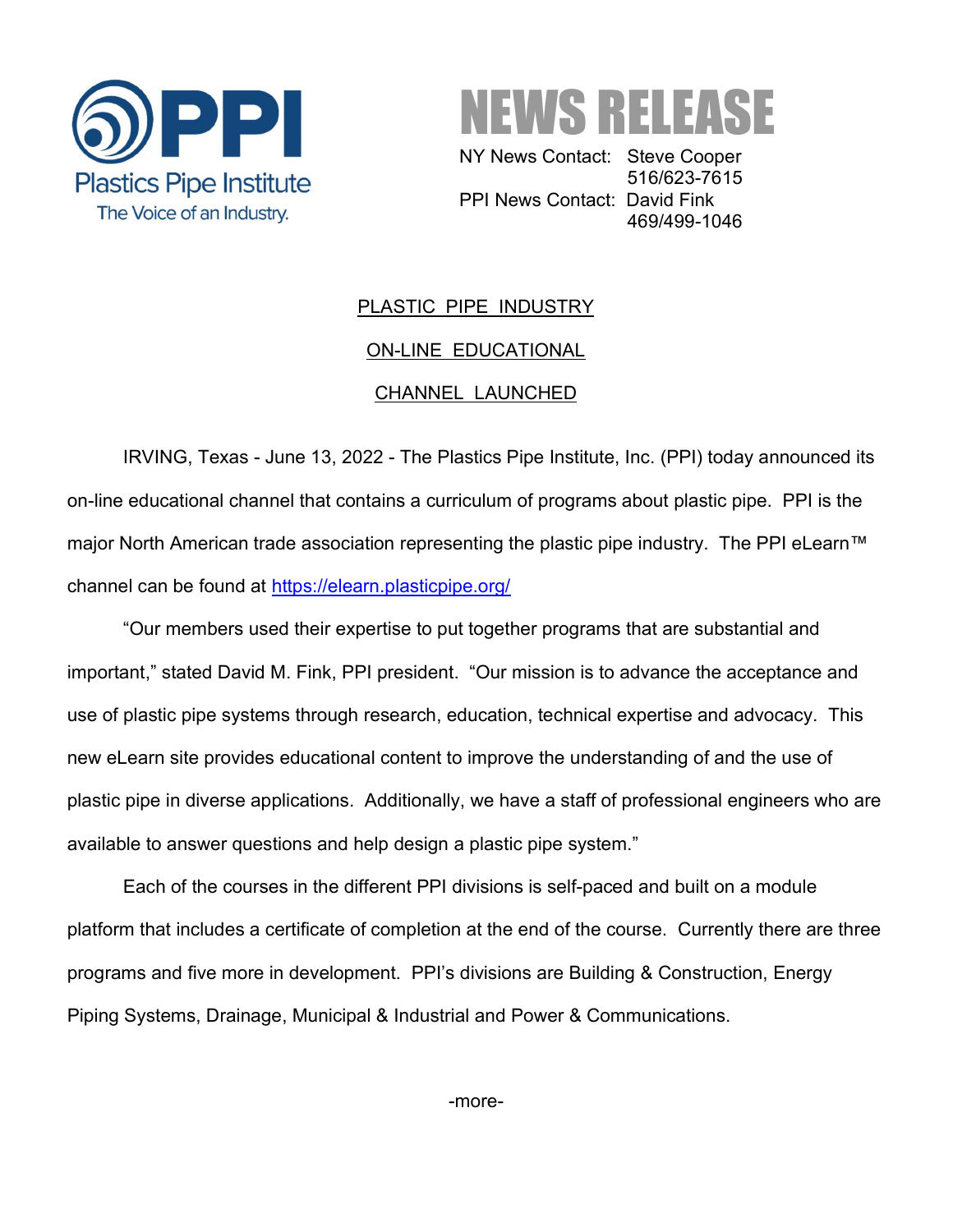**PPI**
Plastics Pipe Institute
The Voice of an Industry.

# NEWS RELEASE

NY News Contact: Steve Cooper
516/623-7615
PPI News Contact: David Fink
469/499-1046

## PLASTIC PIPE INDUSTRY ON-LINE EDUCATIONAL CHANNEL LAUNCHED

IRVING, Texas - June 13, 2022 - The Plastics Pipe Institute, Inc. (PPI) today announced its on-line educational channel that contains a curriculum of programs about plastic pipe. PPI is the major North American trade association representing the plastic pipe industry. The PPI eLearn™ channel can be found at https://elearn.plasticpipe.org/

"Our members used their expertise to put together programs that are substantial and important," stated David M. Fink, PPI president. "Our mission is to advance the acceptance and use of plastic pipe systems through research, education, technical expertise and advocacy. This new eLearn site provides educational content to improve the understanding of and the use of plastic pipe in diverse applications. Additionally, we have a staff of professional engineers who are available to answer questions and help design a plastic pipe system."

Each of the courses in the different PPI divisions is self-paced and built on a module platform that includes a certificate of completion at the end of the course. Currently there are three programs and five more in development. PPI's divisions are Building & Construction, Energy Piping Systems, Drainage, Municipal & Industrial and Power & Communications.

-more-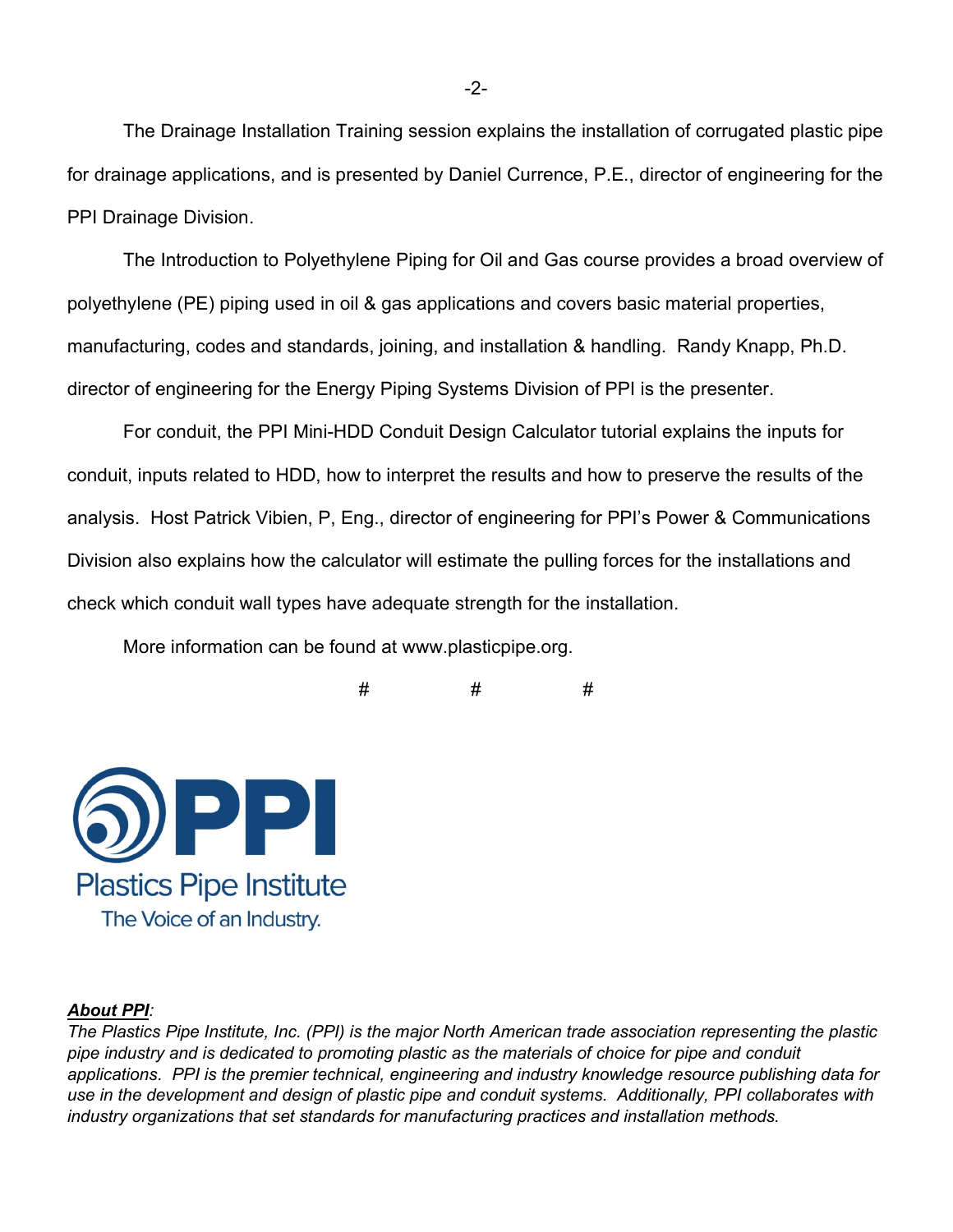The Drainage Installation Training session explains the installation of corrugated plastic pipe for drainage applications, and is presented by Daniel Currence, P.E., director of engineering for the PPI Drainage Division.

The Introduction to Polyethylene Piping for Oil and Gas course provides a broad overview of polyethylene (PE) piping used in oil & gas applications and covers basic material properties, manufacturing, codes and standards, joining, and installation & handling. Randy Knapp, Ph.D. director of engineering for the Energy Piping Systems Division of PPI is the presenter.

For conduit, the PPI Mini-HDD Conduit Design Calculator tutorial explains the inputs for conduit, inputs related to HDD, how to interpret the results and how to preserve the results of the analysis. Host Patrick Vibien, P, Eng., director of engineering for PPI's Power & Communications Division also explains how the calculator will estimate the pulling forces for the installations and check which conduit wall types have adequate strength for the installation.

More information can be found at www.plasticpipe.org.

# # #

PPI
Plastics Pipe Institute
The Voice of an Industry.

***About PPI**:*

*The Plastics Pipe Institute, Inc. (PPI) is the major North American trade association representing the plastic pipe industry and is dedicated to promoting plastic as the materials of choice for pipe and conduit applications. PPI is the premier technical, engineering and industry knowledge resource publishing data for use in the development and design of plastic pipe and conduit systems. Additionally, PPI collaborates with industry organizations that set standards for manufacturing practices and installation methods.*